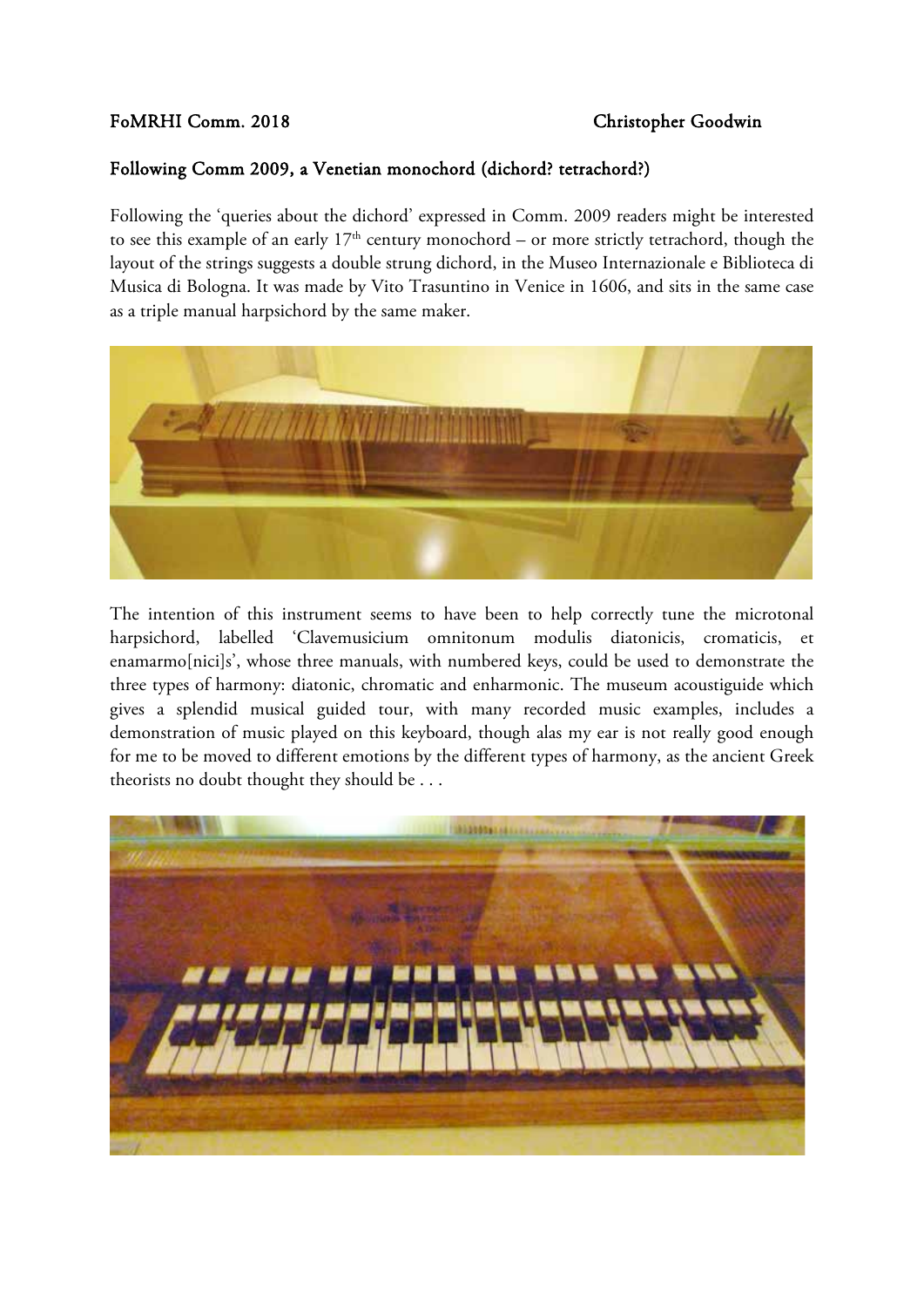**FoMRHI Comm. 2018** **Christopher Goodwin**

**Following Comm 2009, a Venetian monochord (dichord? tetrachord?)**

Following the 'queries about the dichord' expressed in Comm. 2009 readers might be interested to see this example of an early 17th century monochord – or more strictly tetrachord, though the layout of the strings suggests a double strung dichord, in the Museo Internazionale e Biblioteca di Musica di Bologna. It was made by Vito Trasuntino in Venice in 1606, and sits in the same case as a triple manual harpsichord by the same maker.

The intention of this instrument seems to have been to help correctly tune the microtonal harpsichord, labelled 'Clavemusicium omnitonum modulis diatonicis, cromaticis, et enamarmo[nici]s', whose three manuals, with numbered keys, could be used to demonstrate the three types of harmony: diatonic, chromatic and enharmonic. The museum acoustiguide which gives a splendid musical guided tour, with many recorded music examples, includes a demonstration of music played on this keyboard, though alas my ear is not really good enough for me to be moved to different emotions by the different types of harmony, as the ancient Greek theorists no doubt thought they should be . . .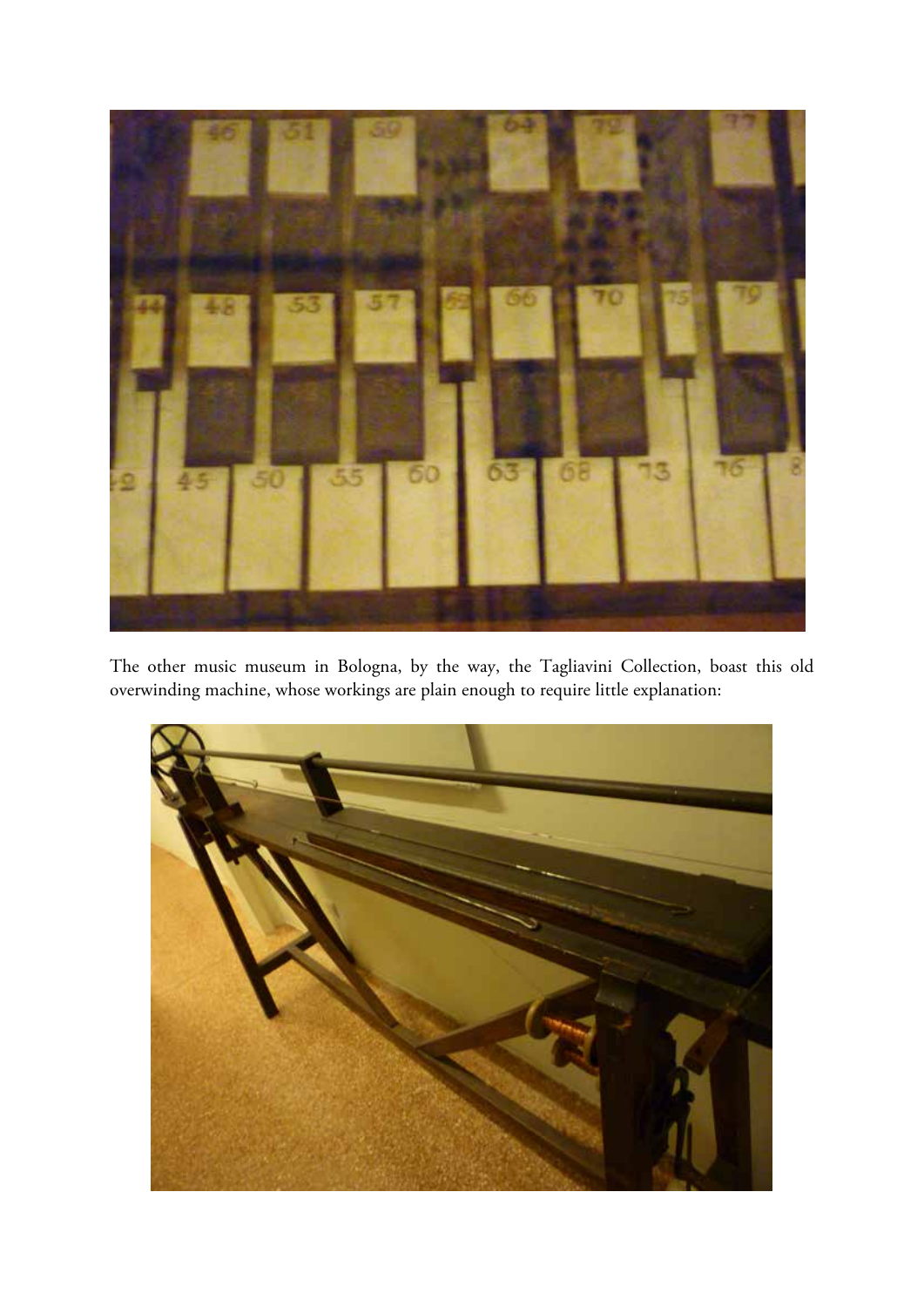The other music museum in Bologna, by the way, the Tagliavini Collection, boast this old overwinding machine, whose workings are plain enough to require little explanation: